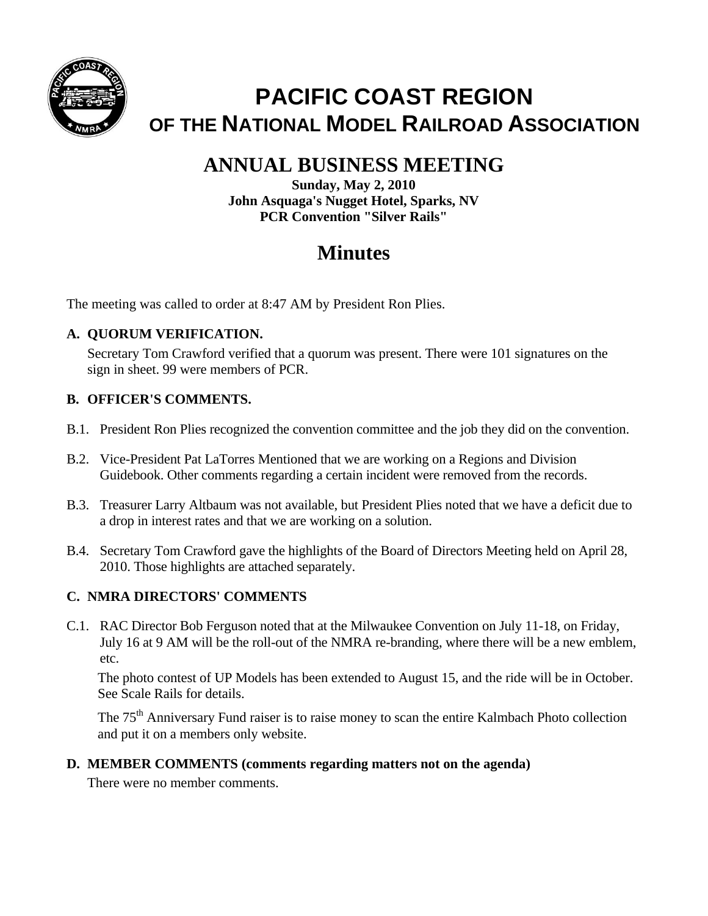# PACIFIC COAST REGION
## OF THE NATIONAL MODEL RAILROAD ASSOCIATION

## ANNUAL BUSINESS MEETING

**Sunday, May 2, 2010**
**John Asquaga's Nugget Hotel, Sparks, NV**
**PCR Convention "Silver Rails"**

# Minutes

The meeting was called to order at 8:47 AM by President Ron Plies.

### A. QUORUM VERIFICATION.

Secretary Tom Crawford verified that a quorum was present. There were 101 signatures on the sign in sheet. 99 were members of PCR.

### B. OFFICER'S COMMENTS.

B.1. President Ron Plies recognized the convention committee and the job they did on the convention.

B.2. Vice-President Pat LaTorres Mentioned that we are working on a Regions and Division Guidebook. Other comments regarding a certain incident were removed from the records.

B.3. Treasurer Larry Altbaum was not available, but President Plies noted that we have a deficit due to a drop in interest rates and that we are working on a solution.

B.4. Secretary Tom Crawford gave the highlights of the Board of Directors Meeting held on April 28, 2010. Those highlights are attached separately.

### C. NMRA DIRECTORS' COMMENTS

C.1. RAC Director Bob Ferguson noted that at the Milwaukee Convention on July 11-18, on Friday, July 16 at 9 AM will be the roll-out of the NMRA re-branding, where there will be a new emblem, etc.

The photo contest of UP Models has been extended to August 15, and the ride will be in October. See Scale Rails for details.

The 75th Anniversary Fund raiser is to raise money to scan the entire Kalmbach Photo collection and put it on a members only website.

### D. MEMBER COMMENTS (comments regarding matters not on the agenda)

There were no member comments.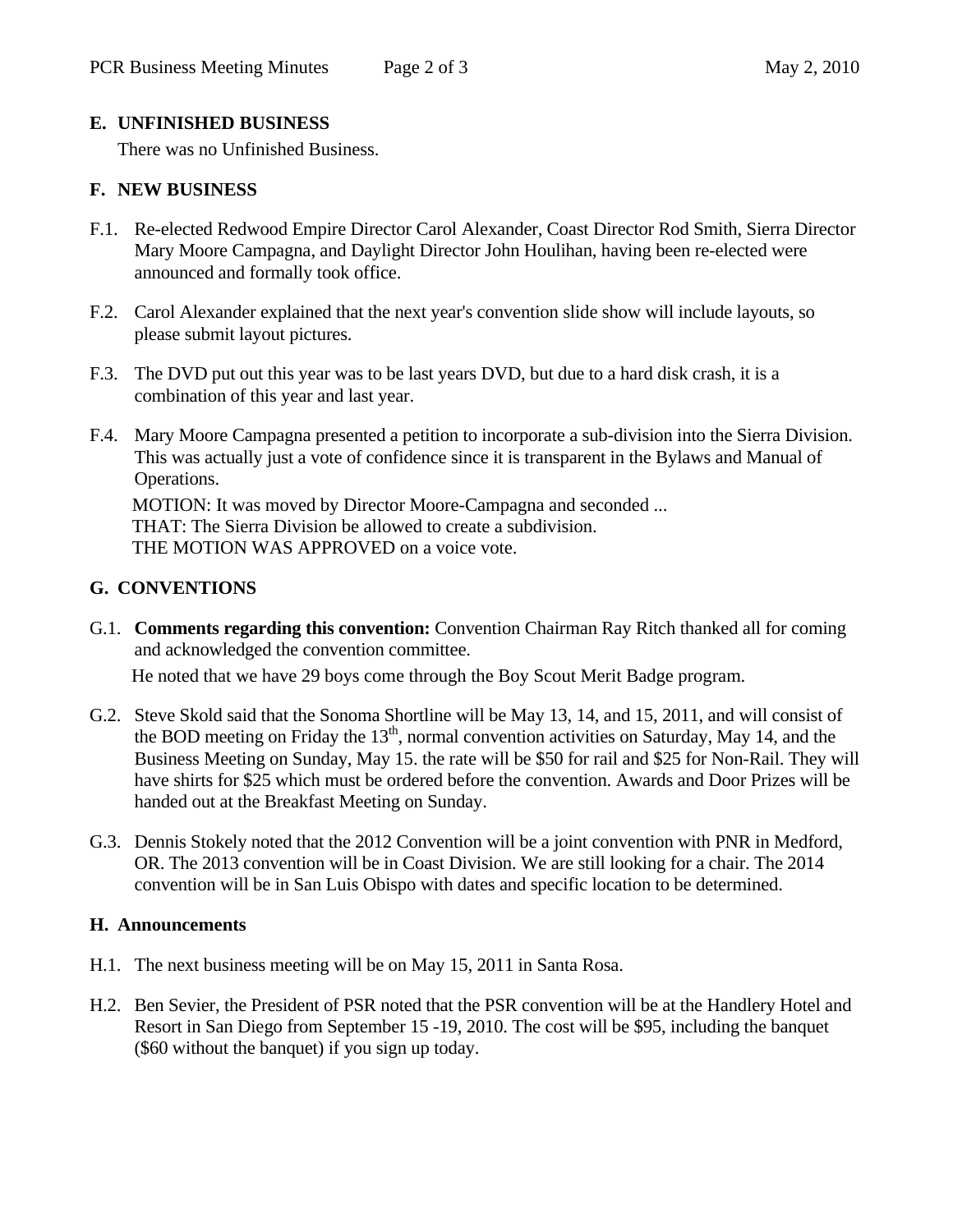## E. UNFINISHED BUSINESS

There was no Unfinished Business.

## F. NEW BUSINESS

F.1. Re-elected Redwood Empire Director Carol Alexander, Coast Director Rod Smith, Sierra Director Mary Moore Campagna, and Daylight Director John Houlihan, having been re-elected were announced and formally took office.

F.2. Carol Alexander explained that the next year's convention slide show will include layouts, so please submit layout pictures.

F.3. The DVD put out this year was to be last years DVD, but due to a hard disk crash, it is a combination of this year and last year.

F.4. Mary Moore Campagna presented a petition to incorporate a sub-division into the Sierra Division. This was actually just a vote of confidence since it is transparent in the Bylaws and Manual of Operations.

MOTION: It was moved by Director Moore-Campagna and seconded ...
THAT: The Sierra Division be allowed to create a subdivision.
THE MOTION WAS APPROVED on a voice vote.

## G. CONVENTIONS

G.1. **Comments regarding this convention:** Convention Chairman Ray Ritch thanked all for coming and acknowledged the convention committee.

He noted that we have 29 boys come through the Boy Scout Merit Badge program.

G.2. Steve Skold said that the Sonoma Shortline will be May 13, 14, and 15, 2011, and will consist of the BOD meeting on Friday the 13th, normal convention activities on Saturday, May 14, and the Business Meeting on Sunday, May 15. the rate will be $50 for rail and $25 for Non-Rail. They will have shirts for $25 which must be ordered before the convention. Awards and Door Prizes will be handed out at the Breakfast Meeting on Sunday.

G.3. Dennis Stokely noted that the 2012 Convention will be a joint convention with PNR in Medford, OR. The 2013 convention will be in Coast Division. We are still looking for a chair. The 2014 convention will be in San Luis Obispo with dates and specific location to be determined.

## H. Announcements

H.1. The next business meeting will be on May 15, 2011 in Santa Rosa.

H.2. Ben Sevier, the President of PSR noted that the PSR convention will be at the Handlery Hotel and Resort in San Diego from September 15 -19, 2010. The cost will be $95, including the banquet ($60 without the banquet) if you sign up today.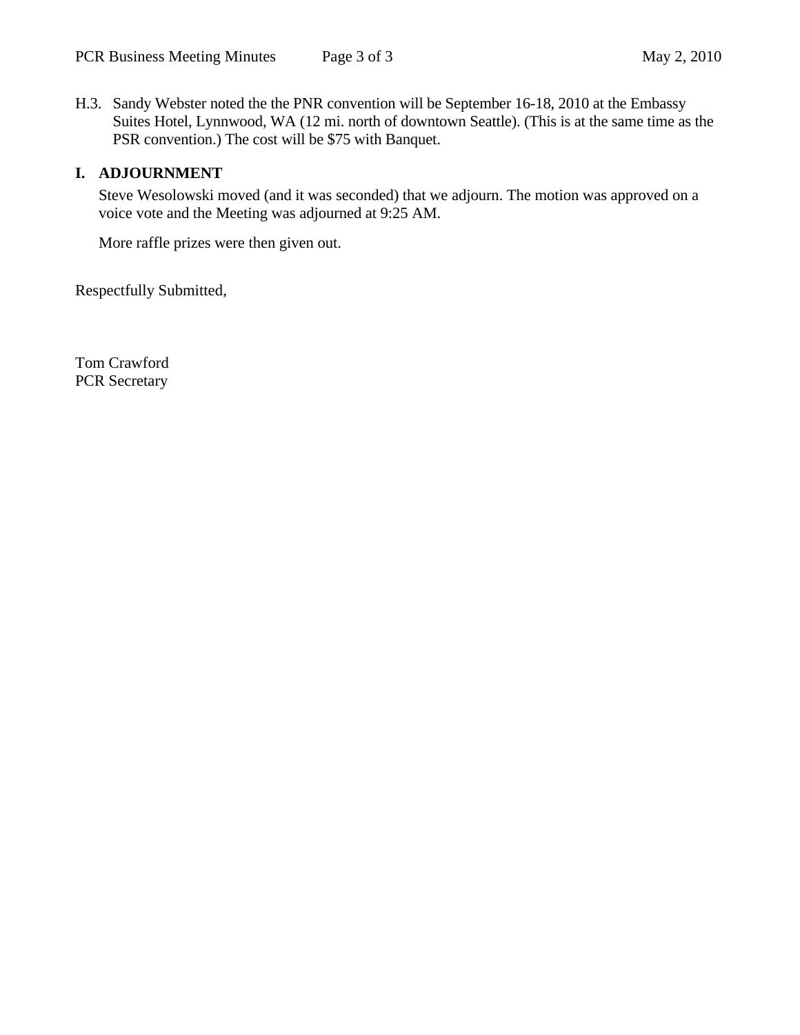H.3. Sandy Webster noted the the PNR convention will be September 16-18, 2010 at the Embassy Suites Hotel, Lynnwood, WA (12 mi. north of downtown Seattle). (This is at the same time as the PSR convention.) The cost will be $75 with Banquet.

## I. ADJOURNMENT

Steve Wesolowski moved (and it was seconded) that we adjourn. The motion was approved on a voice vote and the Meeting was adjourned at 9:25 AM.

More raffle prizes were then given out.

Respectfully Submitted,

Tom Crawford
PCR Secretary